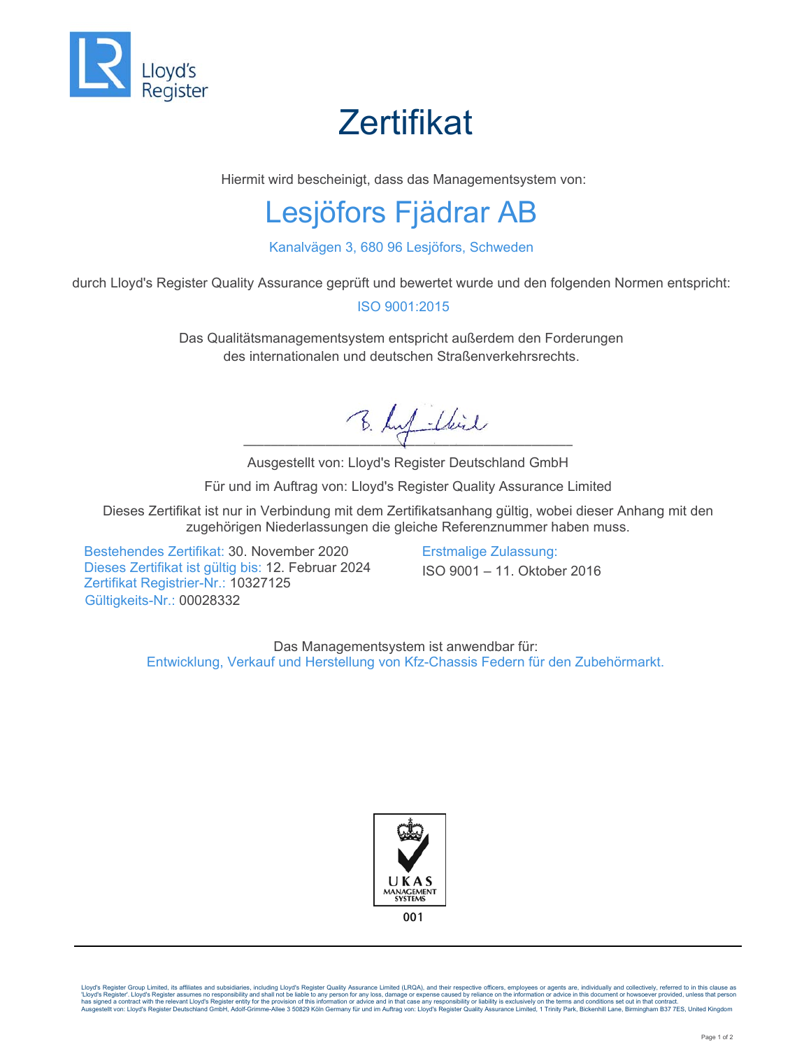# Zertifikat

Hiermit wird bescheinigt, dass das Managementsystem von:

## Lesjöfors Fjädrar AB

Kanalvägen 3, 680 96 Lesjöfors, Schweden

durch Lloyd's Register Quality Assurance geprüft und bewertet wurde und den folgenden Normen entspricht:

ISO 9001:2015

Das Qualitätsmanagementsystem entspricht außerdem den Forderungen des internationalen und deutschen Straßenverkehrsrechts.

Ausgestellt von: Lloyd's Register Deutschland GmbH

Für und im Auftrag von: Lloyd's Register Quality Assurance Limited

Dieses Zertifikat ist nur in Verbindung mit dem Zertifikatsanhang gültig, wobei dieser Anhang mit den zugehörigen Niederlassungen die gleiche Referenznummer haben muss.

Bestehendes Zertifikat: 30. November 2020
Dieses Zertifikat ist gültig bis: 12. Februar 2024
Zertifikat Registrier-Nr.: 10327125
Gültigkeits-Nr.: 00028332

Erstmalige Zulassung:
ISO 9001 – 11. Oktober 2016

Das Managementsystem ist anwendbar für:
Entwicklung, Verkauf und Herstellung von Kfz-Chassis Federn für den Zubehörmarkt.

UKAS MANAGEMENT SYSTEMS
001

Lloyd's Register Group Limited, its affiliates and subsidiaries, including Lloyd's Register Quality Assurance Limited (LRQA), and their respective officers, employees or agents are, individually and collectively, referred to in this clause as 'Lloyd's Register'. Lloyd's Register assumes no responsibility and shall not be liable to any person for any loss, damage or expense caused by reliance on the information or advice in this document or howsoever provided, unless that person has signed a contract with the relevant Lloyd's Register entity for the provision of this information or advice and in that case any responsibility or liability is exclusively on the terms and conditions set out in that contract.
Ausgestellt von: Lloyd's Register Deutschland GmbH, Adolf-Grimme-Allee 3 50829 Köln Germany für und im Auftrag von: Lloyd's Register Quality Assurance Limited, 1 Trinity Park, Bickenhill Lane, Birmingham B37 7ES, United Kingdom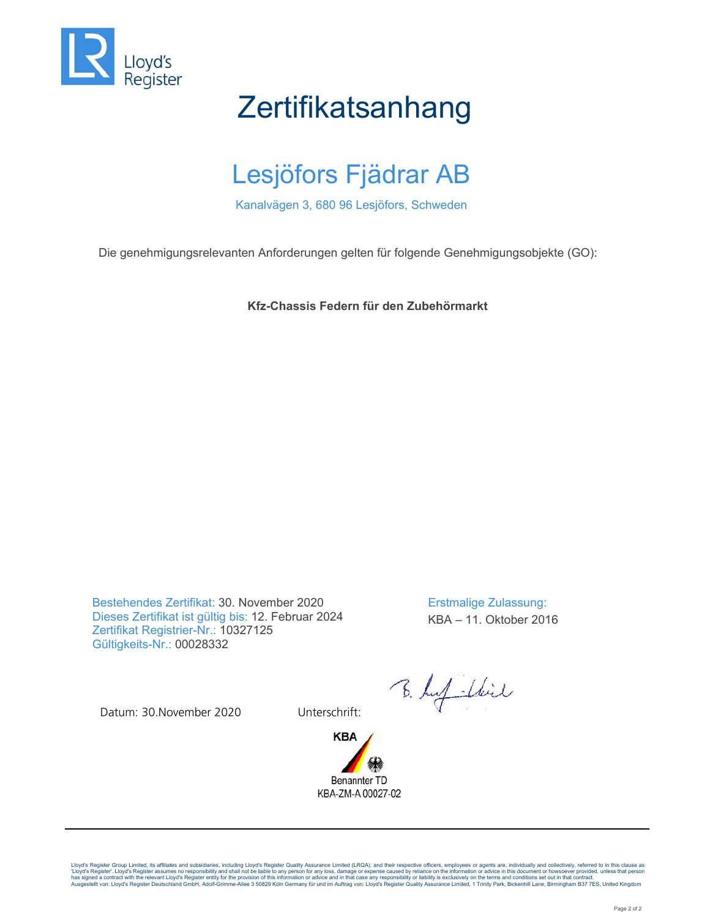Lloyd's Register

# Zertifikatsanhang

## Lesjöfors Fjädrar AB

Kanalvägen 3, 680 96 Lesjöfors, Schweden

Die genehmigungsrelevanten Anforderungen gelten für folgende Genehmigungsobjekte (GO):

**Kfz-Chassis Federn für den Zubehörmarkt**

Bestehendes Zertifikat: 30. November 2020
Dieses Zertifikat ist gültig bis: 12. Februar 2024
Zertifikat Registrier-Nr.: 10327125
Gültigkeits-Nr.: 00028332

Erstmalige Zulassung:
KBA – 11. Oktober 2016

Datum: 30.November 2020

Unterschrift:

KBA
Benannter TD
KBA-ZM-A 00027-02

Lloyd's Register Group Limited, its affiliates and subsidiaries, including Lloyd's Register Quality Assurance Limited (LRQA), and their respective officers, employees or agents are, individually and collectively, referred to in this clause as 'Lloyd's Register'. Lloyd's Register assumes no responsibility and shall not be liable to any person for any loss, damage or expense caused by reliance on the information or advice in this document or howsoever provided, unless that person has signed a contract with the relevant Lloyd's Register entity for the provision of this information or advice and in that case any responsibility or liability is exclusively on the terms and conditions set out in that contract.
Ausgestellt von: Lloyd's Register Deutschland GmbH, Adolf-Grimme-Allee 3 50829 Köln Germany für und im Auftrag von: Lloyd's Register Quality Assurance Limited, 1 Trinity Park, Bickenhill Lane, Birmingham B37 7ES, United Kingdom